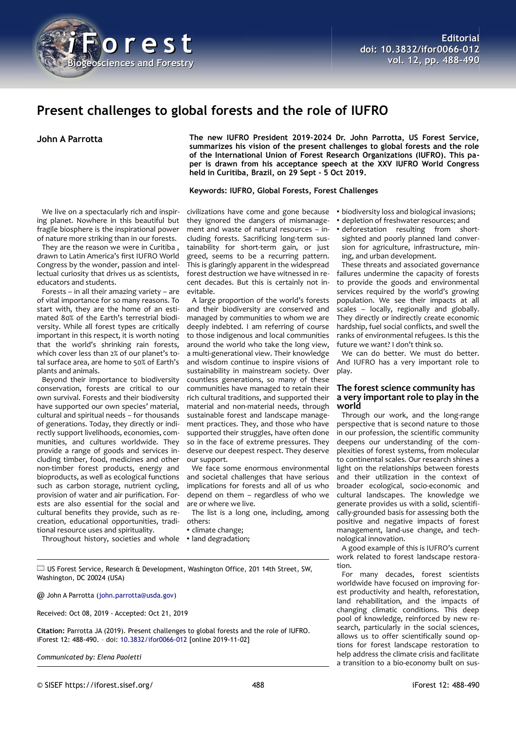# Present challenges to global forests and the role of IUFRO

**John A Parrotta**

**The new IUFRO President 2019-2024 Dr. John Parrotta, US Forest Service, summarizes his vision of the present challenges to global forests and the role of the International Union of Forest Research Organizations (IUFRO). This paper is drawn from his acceptance speech at the XXV IUFRO World Congress held in Curitiba, Brazil, on 29 Sept - 5 Oct 2019.**

**Keywords: IUFRO, Global Forests, Forest Challenges**

We live on a spectacularly rich and inspiring planet. Nowhere in this beautiful but fragile biosphere is the inspirational power of nature more striking than in our forests.

They are the reason we were in Curitiba , drawn to Latin America's first IUFRO World Congress by the wonder, passion and intellectual curiosity that drives us as scientists, educators and students.

Forests – in all their amazing variety – are of vital importance for so many reasons. To start with, they are the home of an estimated 80% of the Earth's terrestrial biodiversity. While all forest types are critically important in this respect, it is worth noting that the world's shrinking rain forests, which cover less than 2% of our planet's total surface area, are home to 50% of Earth's plants and animals.

Beyond their importance to biodiversity conservation, forests are critical to our own survival. Forests and their biodiversity have supported our own species' material, cultural and spiritual needs – for thousands of generations. Today, they directly or indirectly support livelihoods, economies, communities, and cultures worldwide. They provide a range of goods and services including timber, food, medicines and other non-timber forest products, energy and bioproducts, as well as ecological functions such as carbon storage, nutrient cycling, provision of water and air purification. Forests are also essential for the social and cultural benefits they provide, such as recreation, educational opportunities, traditional resource uses and spirituality.

Throughout history, societies and whole civilizations have come and gone because they ignored the dangers of mismanagement and waste of natural resources – including forests. Sacrificing long-term sustainability for short-term gain, or just greed, seems to be a recurring pattern. This is glaringly apparent in the widespread forest destruction we have witnessed in recent decades. But this is certainly not inevitable.

A large proportion of the world's forests and their biodiversity are conserved and managed by communities to whom we are deeply indebted. I am referring of course to those indigenous and local communities around the world who take the long view, a multi-generational view. Their knowledge and wisdom continue to inspire visions of sustainability in mainstream society. Over countless generations, so many of these communities have managed to retain their rich cultural traditions, and supported their material and non-material needs, through sustainable forest and landscape management practices. They, and those who have supported their struggles, have often done so in the face of extreme pressures. They deserve our deepest respect. They deserve our support.

We face some enormous environmental and societal challenges that have serious implications for forests and all of us who depend on them – regardless of who we are or where we live.

The list is a long one, including, among others:

- climate change;
- land degradation;
- biodiversity loss and biological invasions;
- depletion of freshwater resources; and
- deforestation resulting from short-sighted and poorly planned land conversion for agriculture, infrastructure, mining, and urban development.

These threats and associated governance failures undermine the capacity of forests to provide the goods and environmental services required by the world's growing population. We see their impacts at all scales – locally, regionally and globally. They directly or indirectly create economic hardship, fuel social conflicts, and swell the ranks of environmental refugees. Is this the future we want? I don't think so.

We can do better. We must do better. And IUFRO has a very important role to play.

## The forest science community has a very important role to play in the world

Through our work, and the long-range perspective that is second nature to those in our profession, the scientific community deepens our understanding of the complexities of forest systems, from molecular to continental scales. Our research shines a light on the relationships between forests and their utilization in the context of broader ecological, socio-economic and cultural landscapes. The knowledge we generate provides us with a solid, scientifically-grounded basis for assessing both the positive and negative impacts of forest management, land-use change, and technological innovation.

A good example of this is IUFRO's current work related to forest landscape restoration.

For many decades, forest scientists worldwide have focused on improving forest productivity and health, reforestation, land rehabilitation, and the impacts of changing climatic conditions. This deep pool of knowledge, reinforced by new research, particularly in the social sciences, allows us to offer scientifically sound options for forest landscape restoration to help address the climate crisis and facilitate a transition to a bio-economy built on sus-

---

US Forest Service, Research & Development, Washington Office, 201 14th Street, SW, Washington, DC 20024 (USA)

@ John A Parrotta (john.parrotta@usda.gov)

Received: Oct 08, 2019 - Accepted: Oct 21, 2019

**Citation:** Parrotta JA (2019). Present challenges to global forests and the role of IUFRO. iForest 12: 488-490. – doi: 10.3832/ifor0066-012 [online 2019-11-02]

*Communicated by: Elena Paoletti*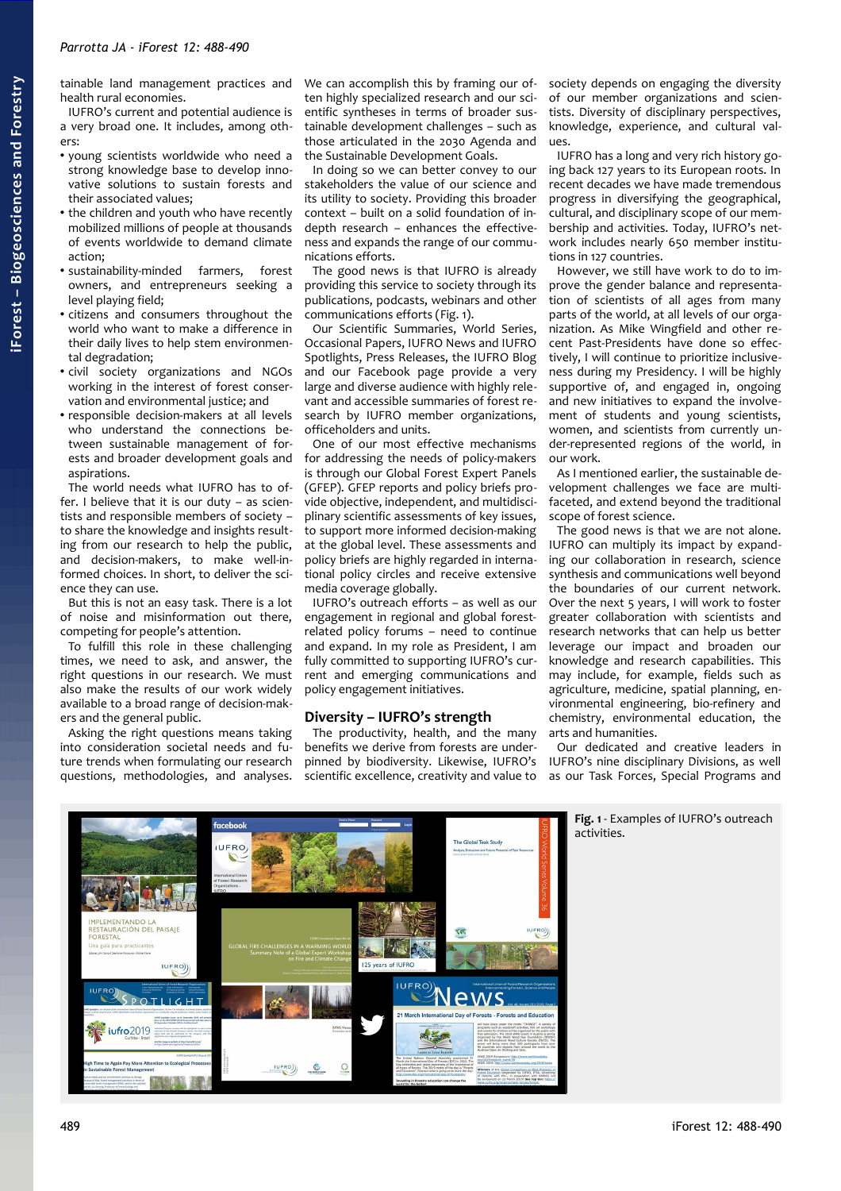tainable land management practices and health rural economies.

IUFRO's current and potential audience is a very broad one. It includes, among others:

- young scientists worldwide who need a strong knowledge base to develop innovative solutions to sustain forests and their associated values;
- the children and youth who have recently mobilized millions of people at thousands of events worldwide to demand climate action;
- sustainability-minded farmers, forest owners, and entrepreneurs seeking a level playing field;
- citizens and consumers throughout the world who want to make a difference in their daily lives to help stem environmental degradation;
- civil society organizations and NGOs working in the interest of forest conservation and environmental justice; and
- responsible decision-makers at all levels who understand the connections between sustainable management of forests and broader development goals and aspirations.

The world needs what IUFRO has to offer. I believe that it is our duty – as scientists and responsible members of society – to share the knowledge and insights resulting from our research to help the public, and decision-makers, to make well-informed choices. In short, to deliver the science they can use.

But this is not an easy task. There is a lot of noise and misinformation out there, competing for people's attention.

To fulfill this role in these challenging times, we need to ask, and answer, the right questions in our research. We must also make the results of our work widely available to a broad range of decision-makers and the general public.

Asking the right questions means taking into consideration societal needs and future trends when formulating our research questions, methodologies, and analyses. We can accomplish this by framing our often highly specialized research and our scientific syntheses in terms of broader sustainable development challenges – such as those articulated in the 2030 Agenda and the Sustainable Development Goals.

In doing so we can better convey to our stakeholders the value of our science and its utility to society. Providing this broader context – built on a solid foundation of in-depth research – enhances the effectiveness and expands the range of our communications efforts.

The good news is that IUFRO is already providing this service to society through its publications, podcasts, webinars and other communications efforts (Fig. 1).

Our Scientific Summaries, World Series, Occasional Papers, IUFRO News and IUFRO Spotlights, Press Releases, the IUFRO Blog and our Facebook page provide a very large and diverse audience with highly relevant and accessible summaries of forest research by IUFRO member organizations, officeholders and units.

One of our most effective mechanisms for addressing the needs of policy-makers is through our Global Forest Expert Panels (GFEP). GFEP reports and policy briefs provide objective, independent, and multidisciplinary scientific assessments of key issues, to support more informed decision-making at the global level. These assessments and policy briefs are highly regarded in international policy circles and receive extensive media coverage globally.

IUFRO's outreach efforts – as well as our engagement in regional and global forest-related policy forums – need to continue and expand. In my role as President, I am fully committed to supporting IUFRO's current and emerging communications and policy engagement initiatives.

## Diversity – IUFRO's strength

The productivity, health, and the many benefits we derive from forests are underpinned by biodiversity. Likewise, IUFRO's scientific excellence, creativity and value to society depends on engaging the diversity of our member organizations and scientists. Diversity of disciplinary perspectives, knowledge, experience, and cultural values.

IUFRO has a long and very rich history going back 127 years to its European roots. In recent decades we have made tremendous progress in diversifying the geographical, cultural, and disciplinary scope of our membership and activities. Today, IUFRO's network includes nearly 650 member institutions in 127 countries.

However, we still have work to do to improve the gender balance and representation of scientists of all ages from many parts of the world, at all levels of our organization. As Mike Wingfield and other recent Past-Presidents have done so effectively, I will continue to prioritize inclusiveness during my Presidency. I will be highly supportive of, and engaged in, ongoing and new initiatives to expand the involvement of students and young scientists, women, and scientists from currently under-represented regions of the world, in our work.

As I mentioned earlier, the sustainable development challenges we face are multifaceted, and extend beyond the traditional scope of forest science.

The good news is that we are not alone. IUFRO can multiply its impact by expanding our collaboration in research, science synthesis and communications well beyond the boundaries of our current network. Over the next 5 years, I will work to foster greater collaboration with scientists and research networks that can help us better leverage our impact and broaden our knowledge and research capabilities. This may include, for example, fields such as agriculture, medicine, spatial planning, environmental engineering, bio-refinery and chemistry, environmental education, the arts and humanities.

Our dedicated and creative leaders in IUFRO's nine disciplinary Divisions, as well as our Task Forces, Special Programs and

**Fig. 1** - Examples of IUFRO's outreach activities.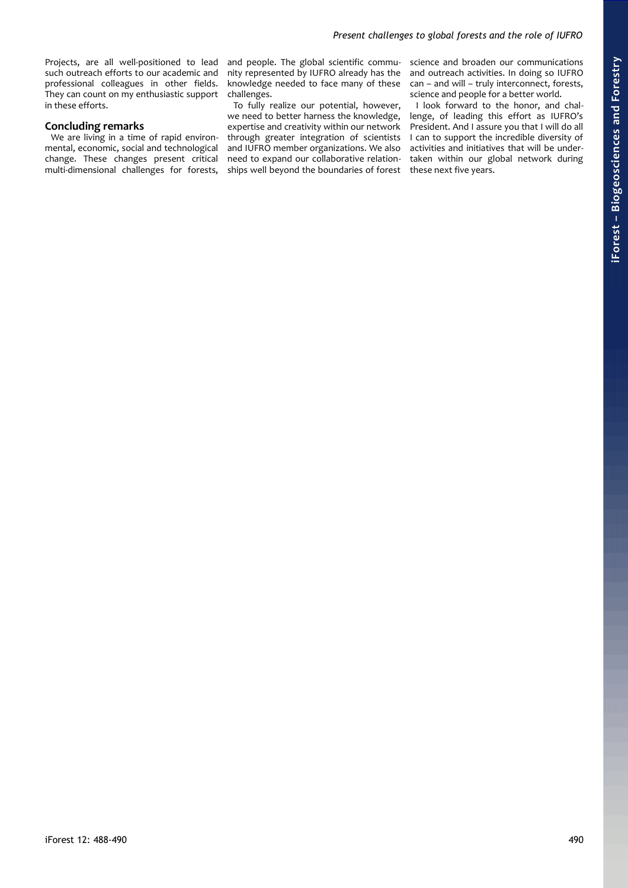Projects, are all well-positioned to lead such outreach efforts to our academic and professional colleagues in other fields. They can count on my enthusiastic support in these efforts.

## Concluding remarks

We are living in a time of rapid environmental, economic, social and technological change. These changes present critical multi-dimensional challenges for forests, and people. The global scientific community represented by IUFRO already has the knowledge needed to face many of these challenges.

To fully realize our potential, however, we need to better harness the knowledge, expertise and creativity within our network through greater integration of scientists and IUFRO member organizations. We also need to expand our collaborative relationships well beyond the boundaries of forest science and broaden our communications and outreach activities. In doing so IUFRO can – and will – truly interconnect, forests, science and people for a better world.

I look forward to the honor, and challenge, of leading this effort as IUFRO's President. And I assure you that I will do all I can to support the incredible diversity of activities and initiatives that will be undertaken within our global network during these next five years.